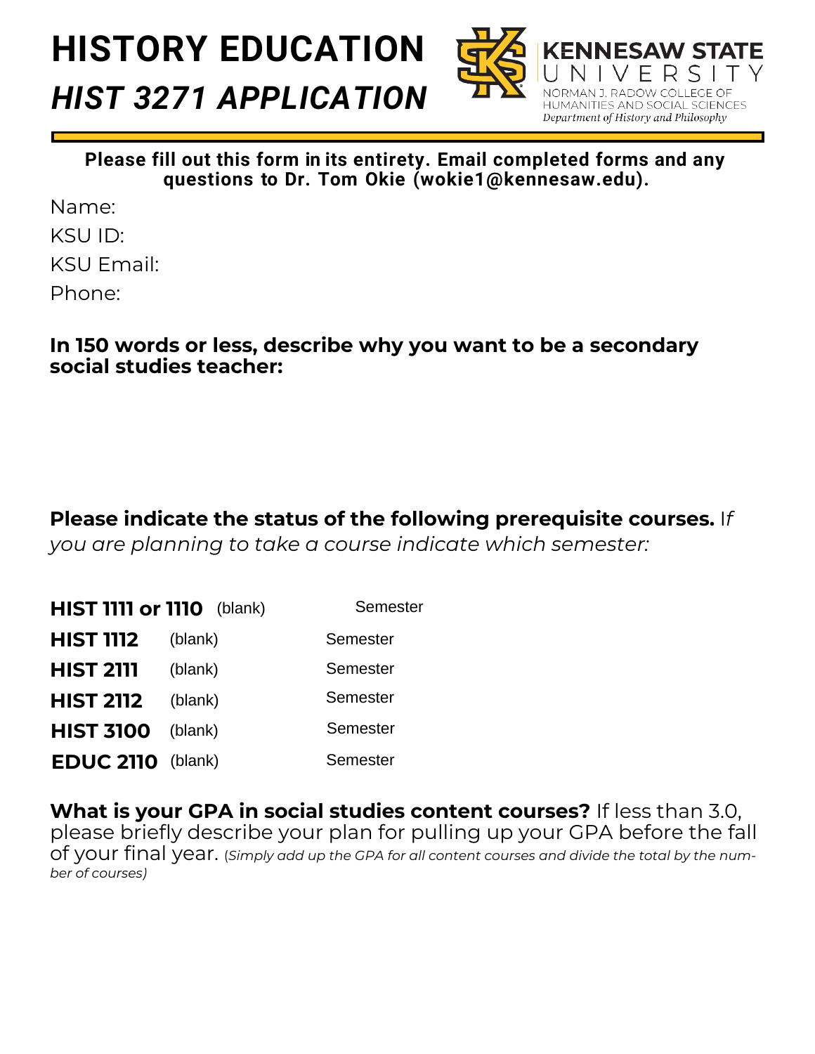# HISTORY EDUCATION

## *HIST 3271 APPLICATION*

KENNESAW STATE UNIVERSITY
NORMAN J. RADOW COLLEGE OF HUMANITIES AND SOCIAL SCIENCES
*Department of History and Philosophy*

**Please fill out this form in its entirety. Email completed forms and any questions to Dr. Tom Okie (wokie1@kennesaw.edu).**

Name:

KSU ID:

KSU Email:

Phone:

**In 150 words or less, describe why you want to be a secondary social studies teacher:**

**Please indicate the status of the following prerequisite courses.** I*f you are planning to take a course indicate which semester:*

| | | |
|---|---|---|
| **HIST 1111 or 1110** | (blank) | Semester |
| **HIST 1112** | (blank) | Semester |
| **HIST 2111** | (blank) | Semester |
| **HIST 2112** | (blank) | Semester |
| **HIST 3100** | (blank) | Semester |
| **EDUC 2110** | (blank) | Semester |

**What is your GPA in social studies content courses?** If less than 3.0, please briefly describe your plan for pulling up your GPA before the fall of your final year. (*Simply add up the GPA for all content courses and divide the total by the number of courses)*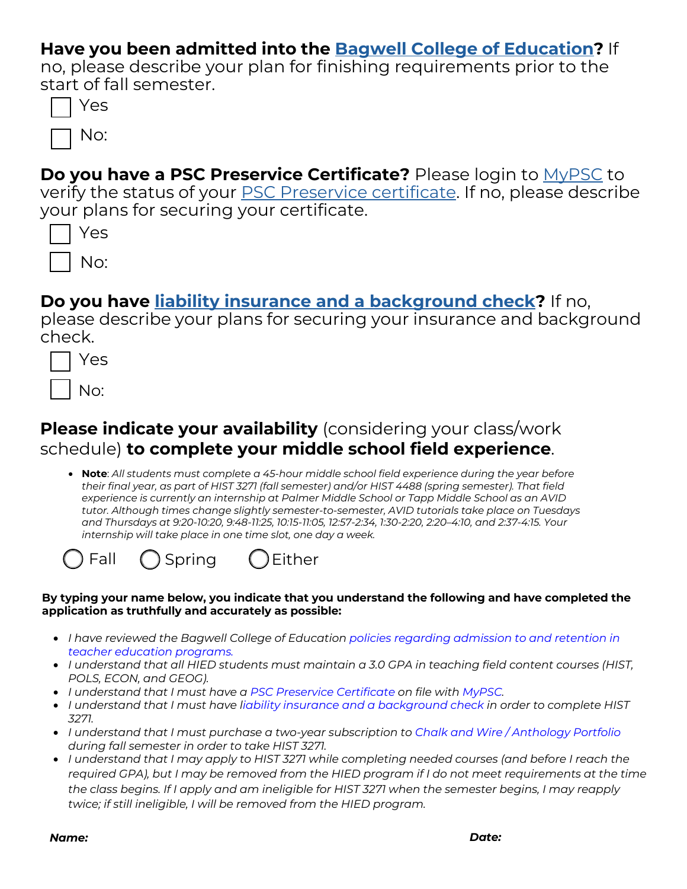**Have you been admitted into the Bagwell College of Education?** If no, please describe your plan for finishing requirements prior to the start of fall semester.

☐ Yes

☐ No:

**Do you have a PSC Preservice Certificate?** Please login to MyPSC to verify the status of your PSC Preservice certificate. If no, please describe your plans for securing your certificate.

☐ Yes

☐ No:

**Do you have liability insurance and a background check?** If no, please describe your plans for securing your insurance and background check.

☐ Yes

☐ No:

**Please indicate your availability** (considering your class/work schedule) **to complete your middle school field experience**.

- **Note**: *All students must complete a 45-hour middle school field experience during the year before their final year, as part of HIST 3271 (fall semester) and/or HIST 4488 (spring semester). That field experience is currently an internship at Palmer Middle School or Tapp Middle School as an AVID tutor. Although times change slightly semester-to-semester, AVID tutorials take place on Tuesdays and Thursdays at 9:20-10:20, 9:48-11:25, 10:15-11:05, 12:57-2:34, 1:30-2:20, 2:20–4:10, and 2:37-4:15. Your internship will take place in one time slot, one day a week.*

○ Fall ○ Spring ○ Either

**By typing your name below, you indicate that you understand the following and have completed the application as truthfully and accurately as possible:**

- *I have reviewed the Bagwell College of Education policies regarding admission to and retention in teacher education programs.*
- *I understand that all HIED students must maintain a 3.0 GPA in teaching field content courses (HIST, POLS, ECON, and GEOG).*
- *I understand that I must have a PSC Preservice Certificate on file with MyPSC.*
- *I understand that I must have liability insurance and a background check in order to complete HIST 3271.*
- *I understand that I must purchase a two-year subscription to Chalk and Wire / Anthology Portfolio during fall semester in order to take HIST 3271.*
- *I understand that I may apply to HIST 3271 while completing needed courses (and before I reach the required GPA), but I may be removed from the HIED program if I do not meet requirements at the time the class begins. If I apply and am ineligible for HIST 3271 when the semester begins, I may reapply twice; if still ineligible, I will be removed from the HIED program.*

***Name:*** ***Date:***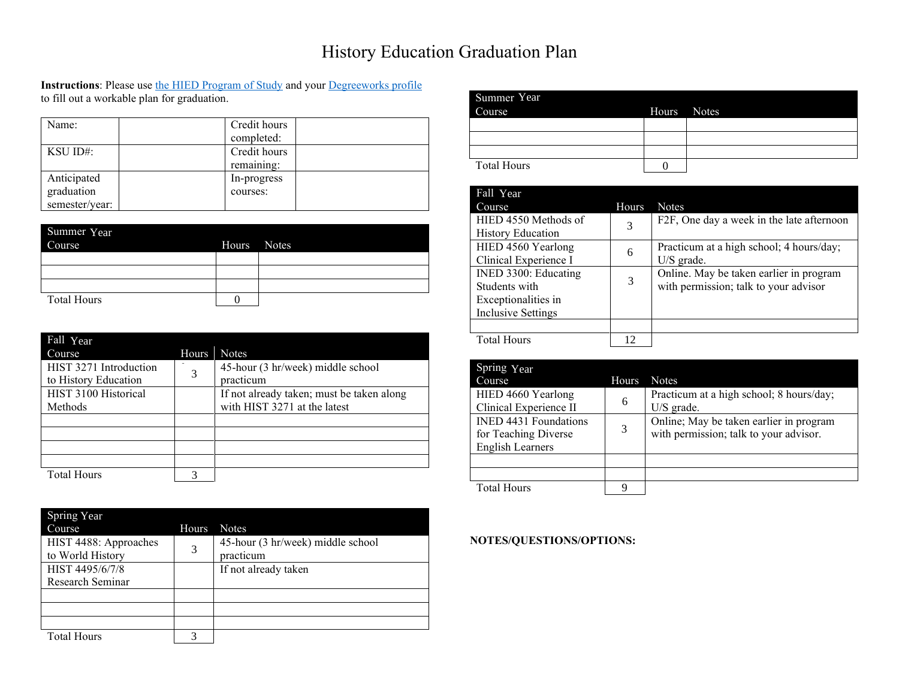# History Education Graduation Plan

**Instructions**: Please use the HIED Program of Study and your Degreeworks profile to fill out a workable plan for graduation.

| | | | |
|---|---|---|---|
| Name: | | Credit hours completed: | |
| KSU ID#: | | Credit hours remaining: | |
| Anticipated graduation semester/year: | | In-progress courses: | |

| Summer Year Course | Hours | Notes |
|---|---|---|
| | | |
| | | |
| | | |
| Total Hours | 0 | |

| Fall Year Course | Hours | Notes |
|---|---|---|
| HIST 3271 Introduction to History Education | 3 | 45-hour (3 hr/week) middle school practicum |
| HIST 3100 Historical Methods | | If not already taken; must be taken along with HIST 3271 at the latest |
| | | |
| | | |
| | | |
| | | |
| Total Hours | 3 | |

| Spring Year Course | Hours | Notes |
|---|---|---|
| HIST 4488: Approaches to World History | 3 | 45-hour (3 hr/week) middle school practicum |
| HIST 4495/6/7/8 Research Seminar | | If not already taken |
| | | |
| | | |
| | | |
| Total Hours | 3 | |

| Summer Year Course | Hours | Notes |
|---|---|---|
| | | |
| | | |
| | | |
| Total Hours | 0 | |

| Fall Year Course | Hours | Notes |
|---|---|---|
| HIED 4550 Methods of History Education | 3 | F2F, One day a week in the late afternoon |
| HIED 4560 Yearlong Clinical Experience I | 6 | Practicum at a high school; 4 hours/day; U/S grade. |
| INED 3300: Educating Students with Exceptionalities in Inclusive Settings | 3 | Online. May be taken earlier in program with permission; talk to your advisor |
| | | |
| Total Hours | 12 | |

| Spring Year Course | Hours | Notes |
|---|---|---|
| HIED 4660 Yearlong Clinical Experience II | 6 | Practicum at a high school; 8 hours/day; U/S grade. |
| INED 4431 Foundations for Teaching Diverse English Learners | 3 | Online; May be taken earlier in program with permission; talk to your advisor. |
| | | |
| | | |
| Total Hours | 9 | |

**NOTES/QUESTIONS/OPTIONS:**